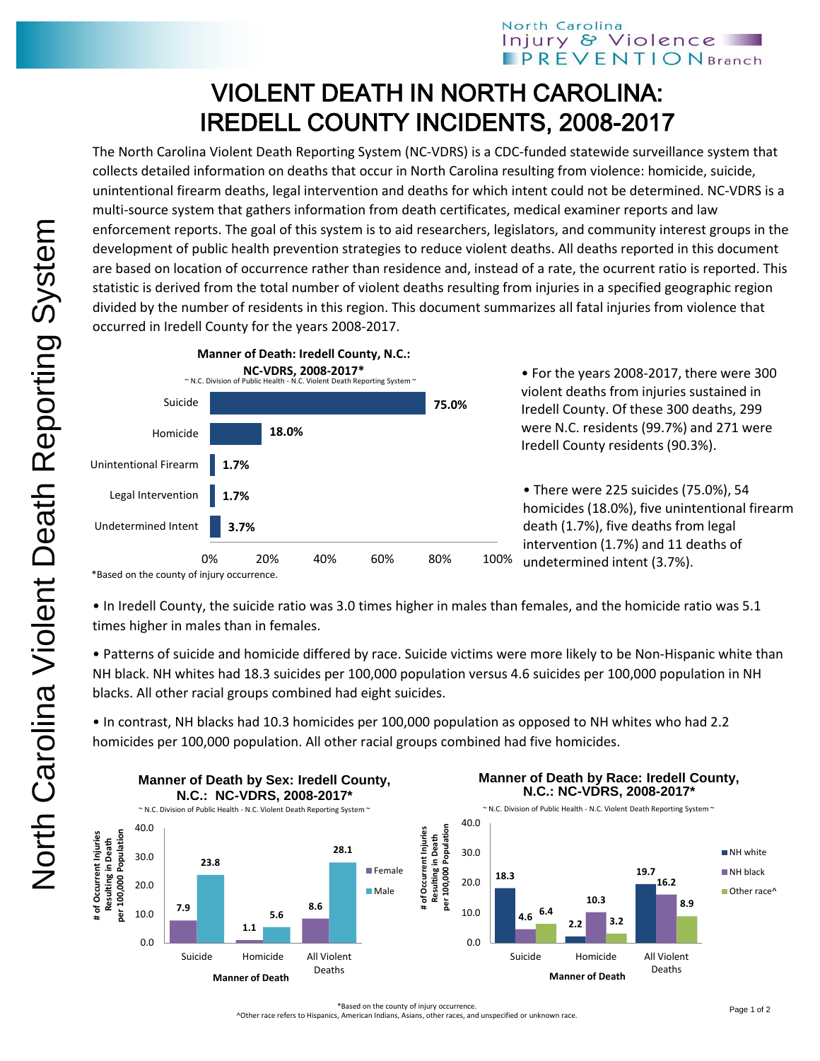North Carolina Injury & Violence PREVENTION Branch

# VIOLENT DEATH IN NORTH CAROLINA: IREDELL COUNTY INCIDENTS, 2008-2017

The North Carolina Violent Death Reporting System (NC-VDRS) is a CDC-funded statewide surveillance system that collects detailed information on deaths that occur in North Carolina resulting from violence: homicide, suicide, unintentional firearm deaths, legal intervention and deaths for which intent could not be determined. NC-VDRS is a multi-source system that gathers information from death certificates, medical examiner reports and law enforcement reports. The goal of this system is to aid researchers, legislators, and community interest groups in the development of public health prevention strategies to reduce violent deaths. All deaths reported in this document are based on location of occurrence rather than residence and, instead of a rate, the ocurrent ratio is reported. This statistic is derived from the total number of violent deaths resulting from injuries in a specified geographic region divided by the number of residents in this region. This document summarizes all fatal injuries from violence that occurred in Iredell County for the years 2008-2017.

**Manner of Death: Iredell County, N.C.: NC-VDRS, 2008-2017***

~ N.C. Division of Public Health - N.C. Violent Death Reporting System ~

| Manner of Death | Percent |
|---|---|
| Suicide | 75.0% |
| Homicide | 18.0% |
| Unintentional Firearm | 1.7% |
| Legal Intervention | 1.7% |
| Undetermined Intent | 3.7% |

*Based on the county of injury occurrence.

- For the years 2008-2017, there were 300 violent deaths from injuries sustained in Iredell County. Of these 300 deaths, 299 were N.C. residents (99.7%) and 271 were Iredell County residents (90.3%).

- There were 225 suicides (75.0%), 54 homicides (18.0%), five unintentional firearm death (1.7%), five deaths from legal intervention (1.7%) and 11 deaths of undetermined intent (3.7%).

- In Iredell County, the suicide ratio was 3.0 times higher in males than females, and the homicide ratio was 5.1 times higher in males than in females.

- Patterns of suicide and homicide differed by race. Suicide victims were more likely to be Non-Hispanic white than NH black. NH whites had 18.3 suicides per 100,000 population versus 4.6 suicides per 100,000 population in NH blacks. All other racial groups combined had eight suicides.

- In contrast, NH blacks had 10.3 homicides per 100,000 population as opposed to NH whites who had 2.2 homicides per 100,000 population. All other racial groups combined had five homicides.

**Manner of Death by Sex: Iredell County, N.C.: NC-VDRS, 2008-2017***

~ N.C. Division of Public Health - N.C. Violent Death Reporting System ~

# of Occurrent Injuries Resulting in Death per 100,000 Population

| Manner of Death | Female | Male |
|---|---|---|
| Suicide | 7.9 | 23.8 |
| Homicide | 1.1 | 5.6 |
| All Violent Deaths | 8.6 | 28.1 |

**Manner of Death by Race: Iredell County, N.C.: NC-VDRS, 2008-2017***

~ N.C. Division of Public Health - N.C. Violent Death Reporting System ~

# of Occurrent Injuries Resulting in Death per 100,000 Population

| Manner of Death | NH white | NH black | Other race^ |
|---|---|---|---|
| Suicide | 18.3 | 4.6 | 6.4 |
| Homicide | 2.2 | 10.3 | 3.2 |
| All Violent Deaths | 19.7 | 16.2 | 8.9 |

*Based on the county of injury occurrence.

^Other race refers to Hispanics, American Indians, Asians, other races, and unspecified or unknown race.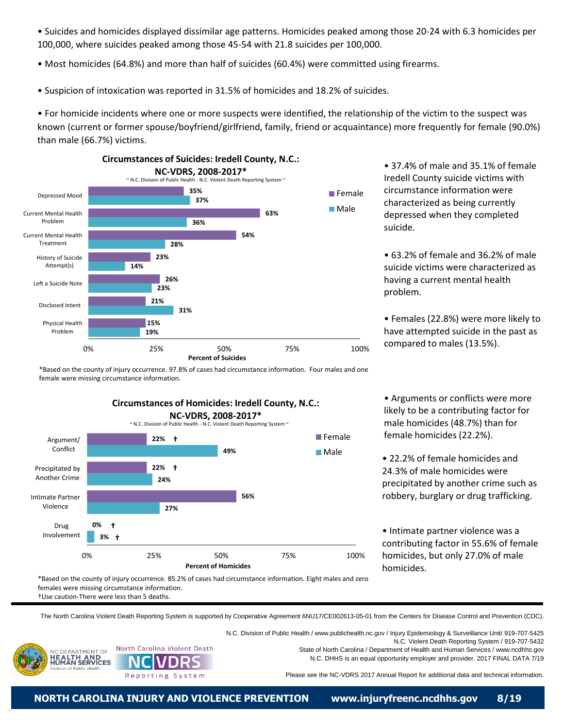• Suicides and homicides displayed dissimilar age patterns. Homicides peaked among those 20-24 with 6.3 homicides per 100,000, where suicides peaked among those 45-54 with 21.8 suicides per 100,000.

• Most homicides (64.8%) and more than half of suicides (60.4%) were committed using firearms.

• Suspicion of intoxication was reported in 31.5% of homicides and 18.2% of suicides.

• For homicide incidents where one or more suspects were identified, the relationship of the victim to the suspect was known (current or former spouse/boyfriend/girlfriend, family, friend or acquaintance) more frequently for female (90.0%) than male (66.7%) victims.

**Circumstances of Suicides: Iredell County, N.C.: NC-VDRS, 2008-2017***

~ N.C. Division of Public Health - N.C. Violent Death Reporting System ~

Female
Male

Depressed Mood: 35%, 37%
Current Mental Health Problem: 63%, 36%
Current Mental Health Treatment: 54%, 28%
History of Suicide Attempt(s): 23%, 14%
Left a Suicide Note: 26%, 23%
Disclosed Intent: 21%, 31%
Physical Health Problem: 15%, 19%

0% 25% 50% 75% 100%

Percent of Suicides

*Based on the county of injury occurrence. 97.8% of cases had circumstance information. Four males and one female were missing circumstance information.

• 37.4% of male and 35.1% of female Iredell County suicide victims with circumstance information were characterized as being currently depressed when they completed suicide.

• 63.2% of female and 36.2% of male suicide victims were characterized as having a current mental health problem.

• Females (22.8%) were more likely to have attempted suicide in the past as compared to males (13.5%).

**Circumstances of Homicides: Iredell County, N.C.: NC-VDRS, 2008-2017***

~ N.C. Division of Public Health - N.C. Violent Death Reporting System ~

Female
Male

Argument/ Conflict: 22% †, 49%
Precipitated by Another Crime: 22% †, 24%
Intimate Partner Violence: 56%, 27%
Drug Involvement: 0% †, 3% †

0% 25% 50% 75% 100%

Percent of Homicides

*Based on the county of injury occurrence. 85.2% of cases had circumstance information. Eight males and zero females were missing circumstance information.
†Use caution-There were less than 5 deaths.

• Arguments or conflicts were more likely to be a contributing factor for male homicides (48.7%) than for female homicides (22.2%).

• 22.2% of female homicides and 24.3% of male homicides were precipitated by another crime such as robbery, burglary or drug trafficking.

• Intimate partner violence was a contributing factor in 55.6% of female homicides, but only 27.0% of male homicides.

The North Carolina Violent Death Reporting System is supported by Cooperative Agreement 6NU17/CE002613-05-01 from the Centers for Disease Control and Prevention (CDC).

N.C. Division of Public Health / www.publichealth.nc.gov / Injury Epidemiology & Surveillance Unit/ 919-707-5425
N.C. Violent Death Reporting System / 919-707-5432
State of North Carolina / Department of Health and Human Services / www.ncdhhs.gov
N.C. DHHS is an equal opportunity employer and provider. 2017 FINAL DATA 7/19

Please see the NC-VDRS 2017 Annual Report for additional data and technical information.